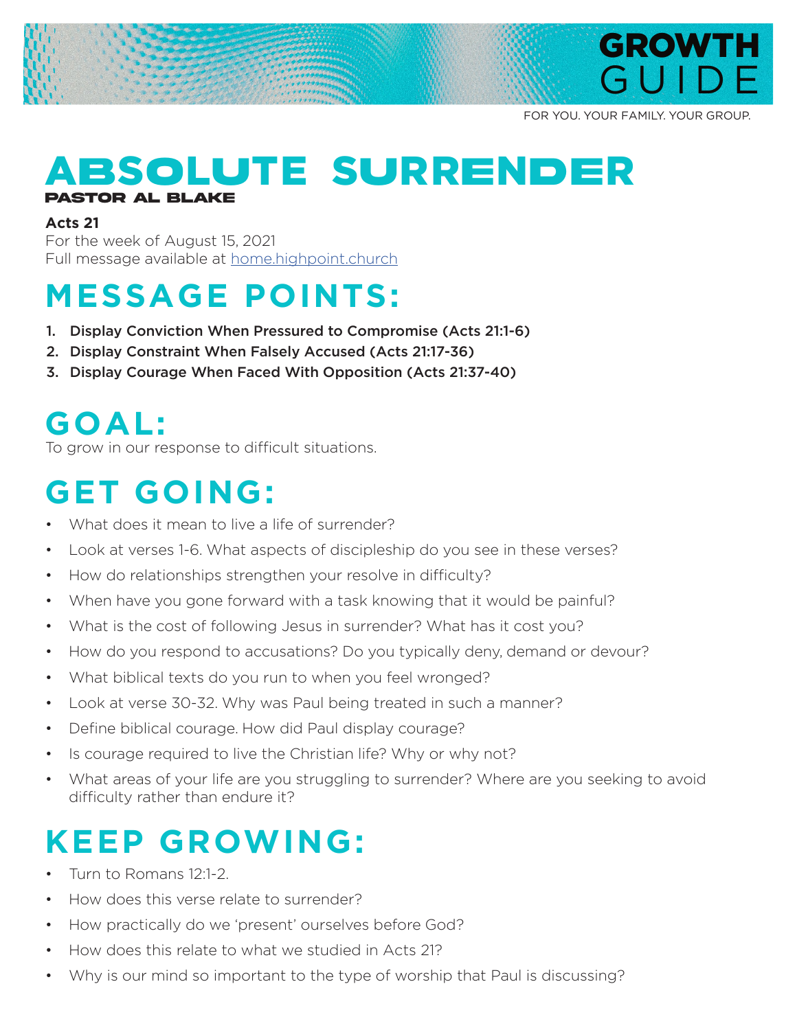# GROWTH GUIDE

FOR YOU. YOUR FAMILY. YOUR GROUP.

# ABSOLUTE SURRENDER

**PASTOR AL BLAKE**

**Acts 21**
For the week of August 15, 2021
Full message available at home.highpoint.church

## MESSAGE POINTS:

1. **Display Conviction When Pressured to Compromise (Acts 21:1-6)**
2. **Display Constraint When Falsely Accused (Acts 21:17-36)**
3. **Display Courage When Faced With Opposition (Acts 21:37-40)**

## GOAL:

To grow in our response to difficult situations.

## GET GOING:

- What does it mean to live a life of surrender?
- Look at verses 1-6. What aspects of discipleship do you see in these verses?
- How do relationships strengthen your resolve in difficulty?
- When have you gone forward with a task knowing that it would be painful?
- What is the cost of following Jesus in surrender? What has it cost you?
- How do you respond to accusations? Do you typically deny, demand or devour?
- What biblical texts do you run to when you feel wronged?
- Look at verse 30-32. Why was Paul being treated in such a manner?
- Define biblical courage. How did Paul display courage?
- Is courage required to live the Christian life? Why or why not?
- What areas of your life are you struggling to surrender? Where are you seeking to avoid difficulty rather than endure it?

## KEEP GROWING:

- Turn to Romans 12:1-2.
- How does this verse relate to surrender?
- How practically do we 'present' ourselves before God?
- How does this relate to what we studied in Acts 21?
- Why is our mind so important to the type of worship that Paul is discussing?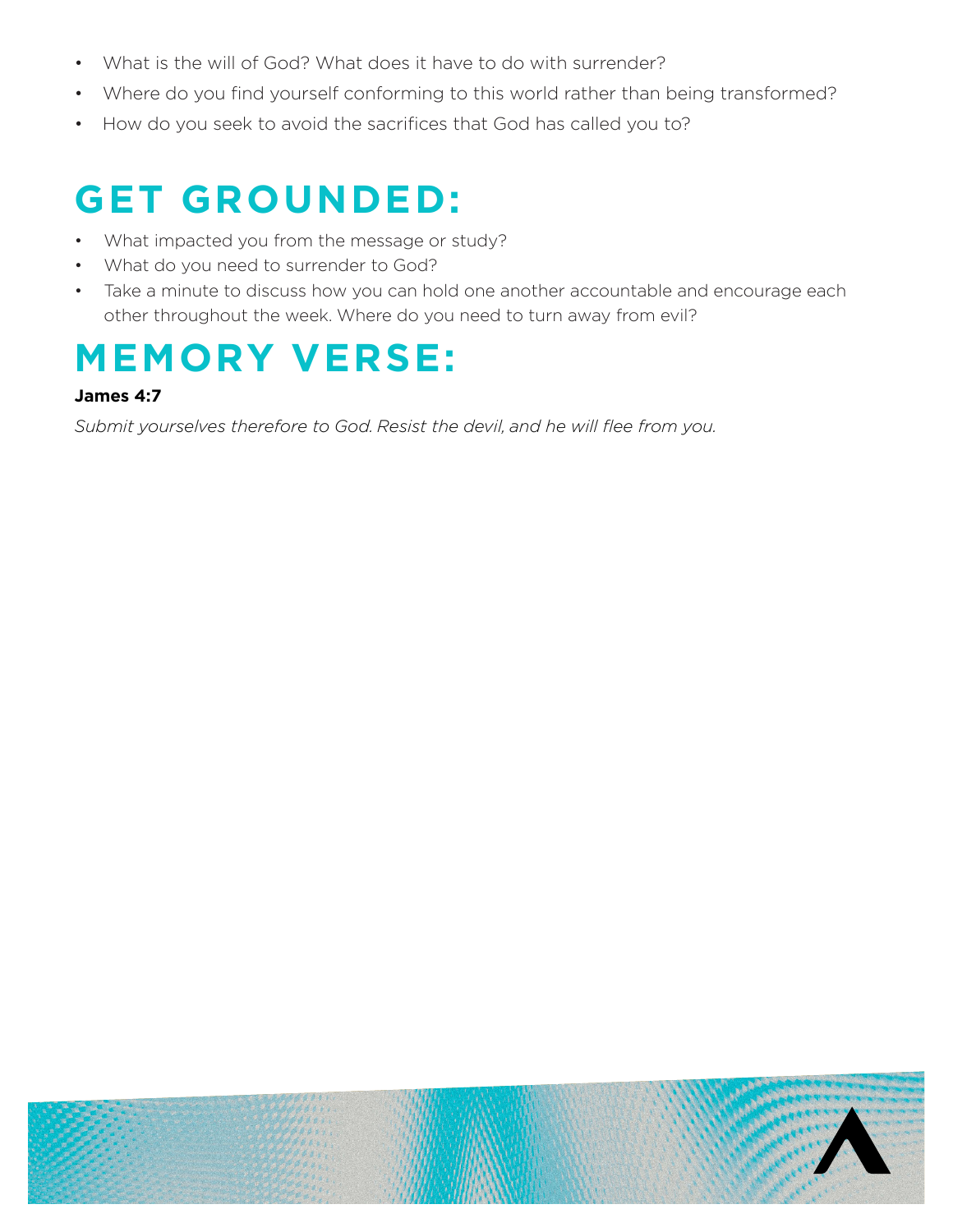- What is the will of God? What does it have to do with surrender?
- Where do you find yourself conforming to this world rather than being transformed?
- How do you seek to avoid the sacrifices that God has called you to?

## GET GROUNDED:

- What impacted you from the message or study?
- What do you need to surrender to God?
- Take a minute to discuss how you can hold one another accountable and encourage each other throughout the week. Where do you need to turn away from evil?

## MEMORY VERSE:

**James 4:7**

*Submit yourselves therefore to God. Resist the devil, and he will flee from you.*